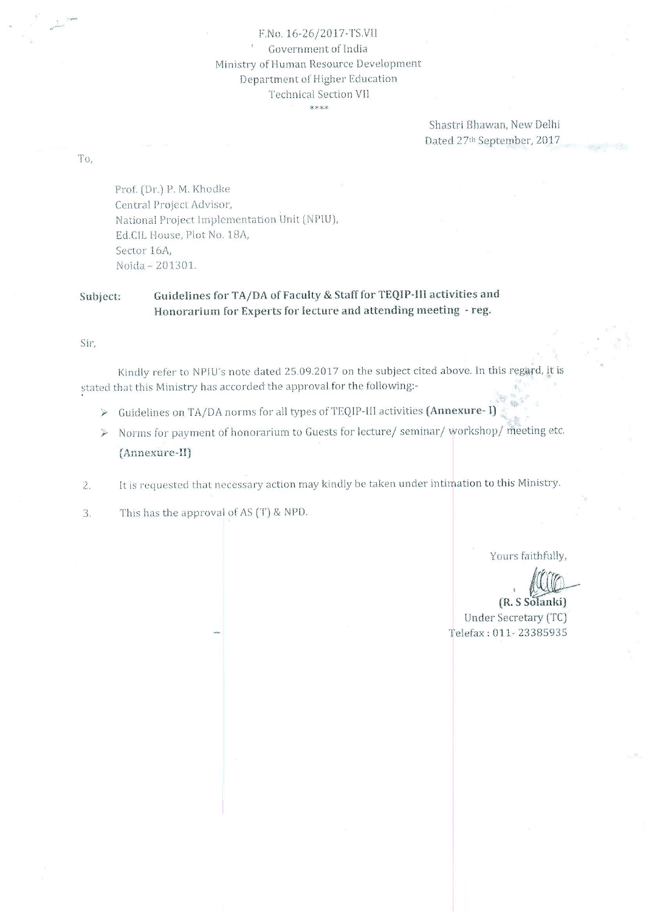F.No. 16-26/2017-TS.VII
Government of India
Ministry of Human Resource Development
Department of Higher Education
Technical Section VII

****

Shastri Bhawan, New Delhi
Dated 27th September, 2017

To,

Prof. (Dr.) P. M. Khodke
Central Project Advisor,
National Project Implementation Unit (NPIU),
Ed.CIL House, Plot No. 18A,
Sector 16A,
Noida – 201301.

**Subject:** **Guidelines for TA/DA of Faculty & Staff for TEQIP-III activities and Honorarium for Experts for lecture and attending meeting - reg.**

Sir,

Kindly refer to NPIU's note dated 25.09.2017 on the subject cited above. In this regard, it is stated that this Ministry has accorded the approval for the following:-

- Guidelines on TA/DA norms for all types of TEQIP-III activities **(Annexure- I)**
- Norms for payment of honorarium to Guests for lecture/ seminar/ workshop/ meeting etc. **(Annexure-II)**

2. It is requested that necessary action may kindly be taken under intimation to this Ministry.

3. This has the approval of AS (T) & NPD.

Yours faithfully,

**(R. S Solanki)**
Under Secretary (TC)
Telefax : 011- 23385935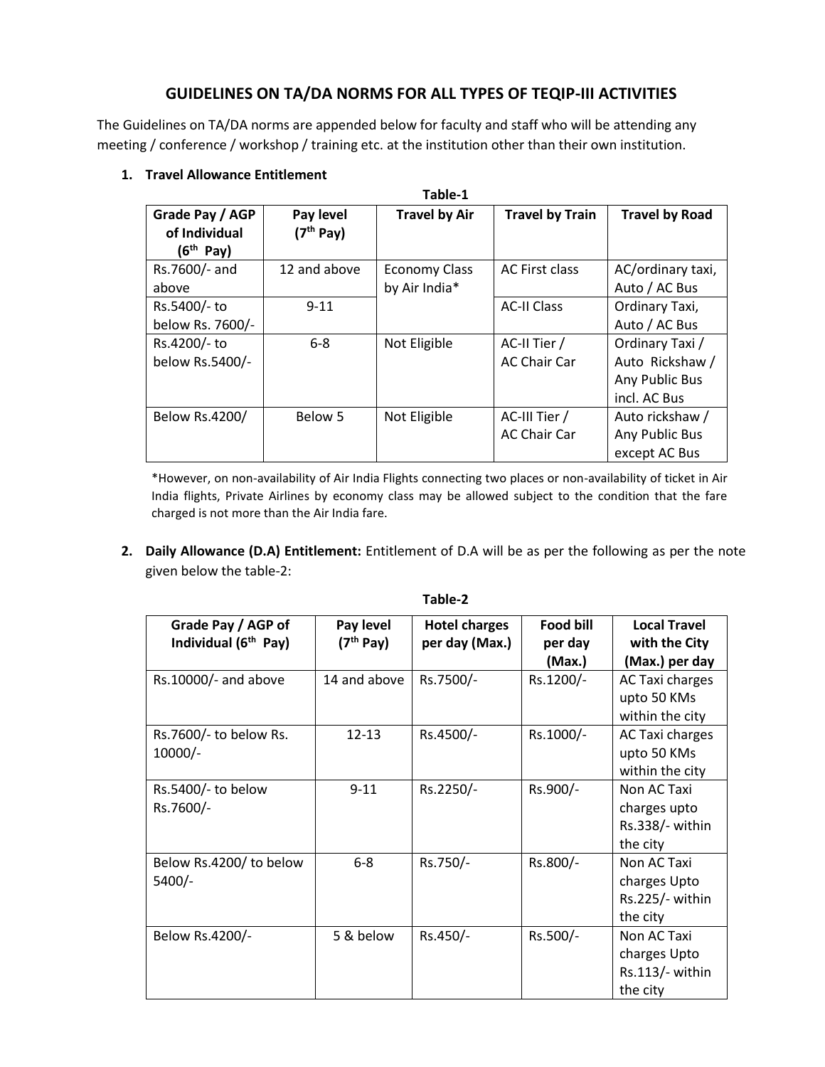## GUIDELINES ON TA/DA NORMS FOR ALL TYPES OF TEQIP-III ACTIVITIES

The Guidelines on TA/DA norms are appended below for faculty and staff who will be attending any meeting / conference / workshop / training etc. at the institution other than their own institution.

1. **Travel Allowance Entitlement**

**Table-1**

| Grade Pay / AGP of Individual (6th Pay) | Pay level (7th Pay) | Travel by Air | Travel by Train | Travel by Road |
|---|---|---|---|---|
| Rs.7600/- and above | 12 and above | Economy Class by Air India* | AC First class | AC/ordinary taxi, Auto / AC Bus |
| Rs.5400/- to below Rs. 7600/- | 9-11 | | AC-II Class | Ordinary Taxi, Auto / AC Bus |
| Rs.4200/- to below Rs.5400/- | 6-8 | Not Eligible | AC-II Tier / AC Chair Car | Ordinary Taxi / Auto Rickshaw / Any Public Bus incl. AC Bus |
| Below Rs.4200/ | Below 5 | Not Eligible | AC-III Tier / AC Chair Car | Auto rickshaw / Any Public Bus except AC Bus |

*However, on non-availability of Air India Flights connecting two places or non-availability of ticket in Air India flights, Private Airlines by economy class may be allowed subject to the condition that the fare charged is not more than the Air India fare.

2. **Daily Allowance (D.A) Entitlement:** Entitlement of D.A will be as per the following as per the note given below the table-2:

**Table-2**

| Grade Pay / AGP of Individual (6th Pay) | Pay level (7th Pay) | Hotel charges per day (Max.) | Food bill per day (Max.) | Local Travel with the City (Max.) per day |
|---|---|---|---|---|
| Rs.10000/- and above | 14 and above | Rs.7500/- | Rs.1200/- | AC Taxi charges upto 50 KMs within the city |
| Rs.7600/- to below Rs. 10000/- | 12-13 | Rs.4500/- | Rs.1000/- | AC Taxi charges upto 50 KMs within the city |
| Rs.5400/- to below Rs.7600/- | 9-11 | Rs.2250/- | Rs.900/- | Non AC Taxi charges upto Rs.338/- within the city |
| Below Rs.4200/ to below 5400/- | 6-8 | Rs.750/- | Rs.800/- | Non AC Taxi charges Upto Rs.225/- within the city |
| Below Rs.4200/- | 5 & below | Rs.450/- | Rs.500/- | Non AC Taxi charges Upto Rs.113/- within the city |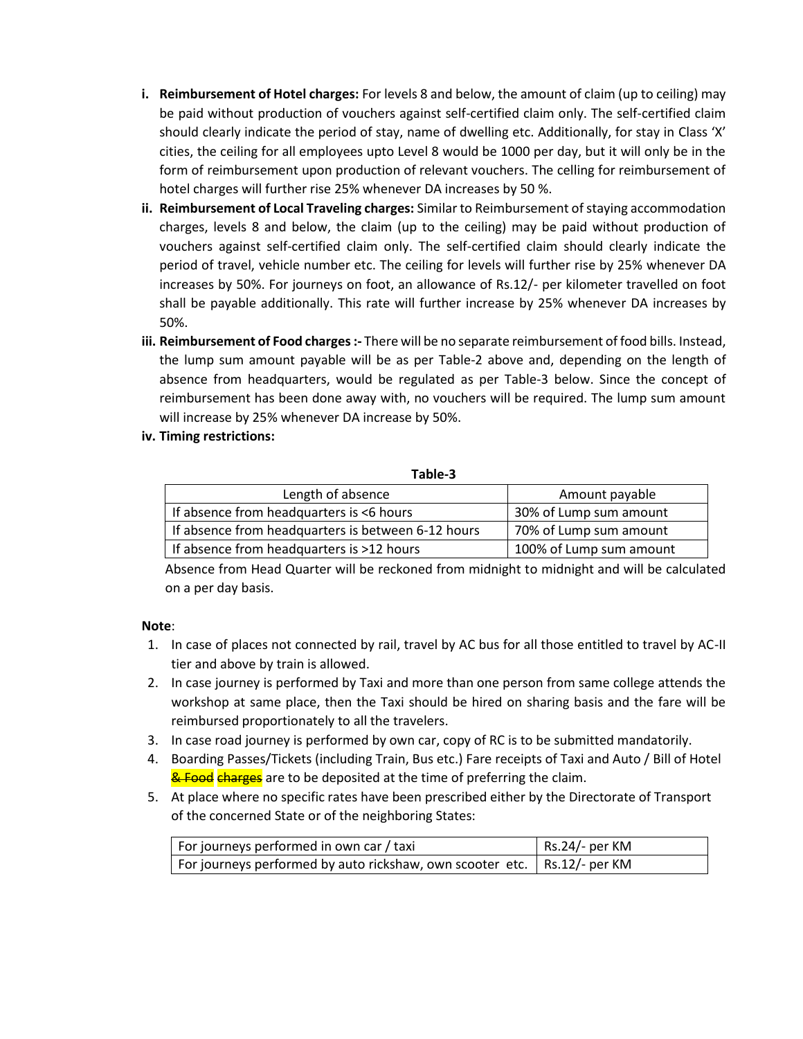- **i. Reimbursement of Hotel charges:** For levels 8 and below, the amount of claim (up to ceiling) may be paid without production of vouchers against self-certified claim only. The self-certified claim should clearly indicate the period of stay, name of dwelling etc. Additionally, for stay in Class 'X' cities, the ceiling for all employees upto Level 8 would be 1000 per day, but it will only be in the form of reimbursement upon production of relevant vouchers. The celling for reimbursement of hotel charges will further rise 25% whenever DA increases by 50 %.
- **ii. Reimbursement of Local Traveling charges:** Similar to Reimbursement of staying accommodation charges, levels 8 and below, the claim (up to the ceiling) may be paid without production of vouchers against self-certified claim only. The self-certified claim should clearly indicate the period of travel, vehicle number etc. The ceiling for levels will further rise by 25% whenever DA increases by 50%. For journeys on foot, an allowance of Rs.12/- per kilometer travelled on foot shall be payable additionally. This rate will further increase by 25% whenever DA increases by 50%.
- **iii. Reimbursement of Food charges :-** There will be no separate reimbursement of food bills. Instead, the lump sum amount payable will be as per Table-2 above and, depending on the length of absence from headquarters, would be regulated as per Table-3 below. Since the concept of reimbursement has been done away with, no vouchers will be required. The lump sum amount will increase by 25% whenever DA increase by 50%.
- **iv. Timing restrictions:**

**Table-3**

| Length of absence | Amount payable |
|---|---|
| If absence from headquarters is <6 hours | 30% of Lump sum amount |
| If absence from headquarters is between 6-12 hours | 70% of Lump sum amount |
| If absence from headquarters is >12 hours | 100% of Lump sum amount |

Absence from Head Quarter will be reckoned from midnight to midnight and will be calculated on a per day basis.

**Note**:

1. In case of places not connected by rail, travel by AC bus for all those entitled to travel by AC-II tier and above by train is allowed.
2. In case journey is performed by Taxi and more than one person from same college attends the workshop at same place, then the Taxi should be hired on sharing basis and the fare will be reimbursed proportionately to all the travelers.
3. In case road journey is performed by own car, copy of RC is to be submitted mandatorily.
4. Boarding Passes/Tickets (including Train, Bus etc.) Fare receipts of Taxi and Auto / Bill of Hotel ~~& Food~~ ~~charges~~ are to be deposited at the time of preferring the claim.
5. At place where no specific rates have been prescribed either by the Directorate of Transport of the concerned State or of the neighboring States:

| For journeys performed in own car / taxi | Rs.24/- per KM |
|---|---|
| For journeys performed by auto rickshaw, own scooter etc. | Rs.12/- per KM |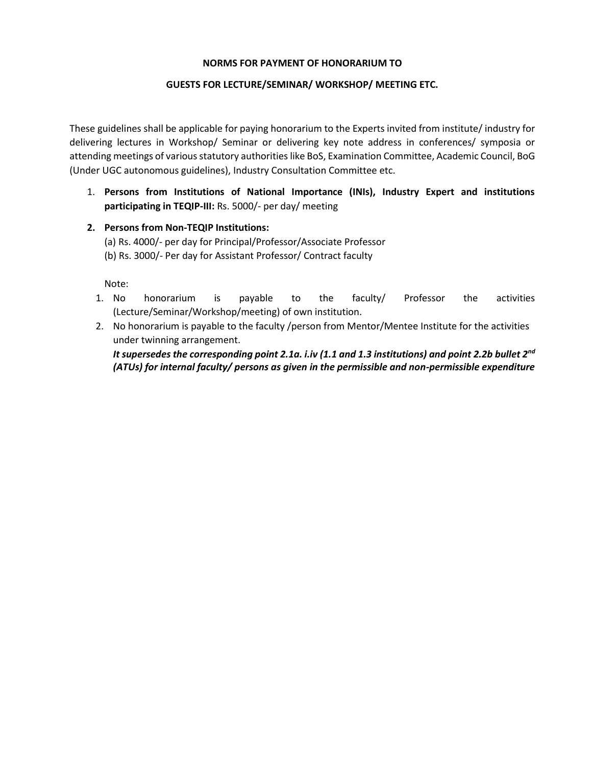**NORMS FOR PAYMENT OF HONORARIUM TO**

**GUESTS FOR LECTURE/SEMINAR/ WORKSHOP/ MEETING ETC.**

These guidelines shall be applicable for paying honorarium to the Experts invited from institute/ industry for delivering lectures in Workshop/ Seminar or delivering key note address in conferences/ symposia or attending meetings of various statutory authorities like BoS, Examination Committee, Academic Council, BoG (Under UGC autonomous guidelines), Industry Consultation Committee etc.

1. **Persons from Institutions of National Importance (INIs), Industry Expert and institutions participating in TEQIP-III:** Rs. 5000/- per day/ meeting

2. **Persons from Non-TEQIP Institutions:**
   (a) Rs. 4000/- per day for Principal/Professor/Associate Professor
   (b) Rs. 3000/- Per day for Assistant Professor/ Contract faculty

   Note:
   1. No honorarium is payable to the faculty/ Professor the activities (Lecture/Seminar/Workshop/meeting) of own institution.
   2. No honorarium is payable to the faculty /person from Mentor/Mentee Institute for the activities under twinning arrangement.
   ***It supersedes the corresponding point 2.1a. i.iv (1.1 and 1.3 institutions) and point 2.2b bullet 2nd (ATUs) for internal faculty/ persons as given in the permissible and non-permissible expenditure***